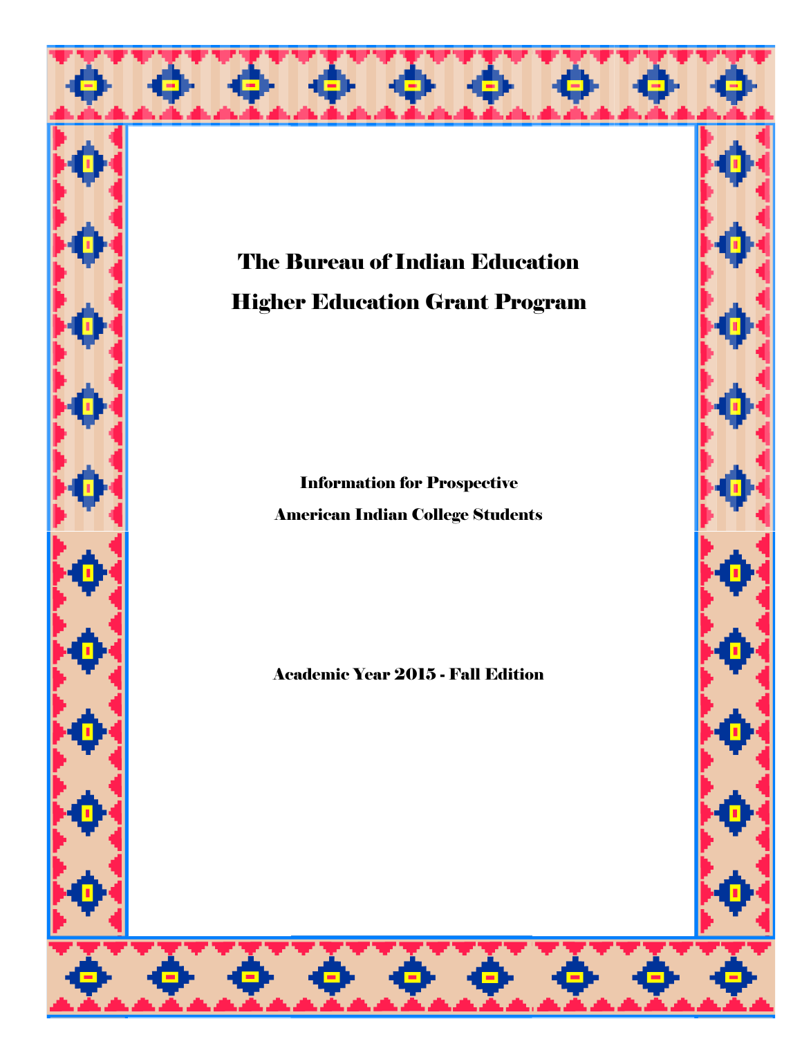# The Bureau of Indian Education

# Higher Education Grant Program

**Information for Prospective**

**American Indian College Students**

**Academic Year 2015 - Fall Edition**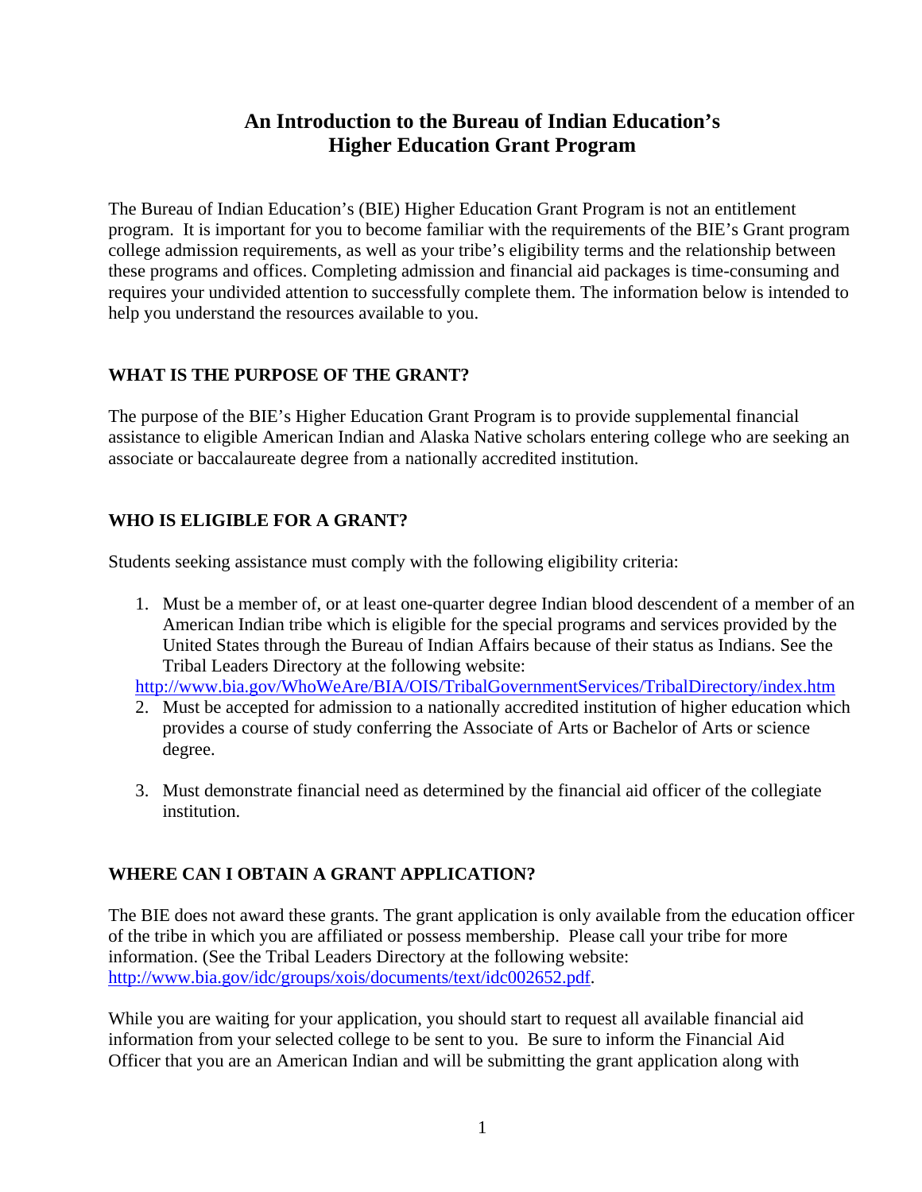# An Introduction to the Bureau of Indian Education's Higher Education Grant Program

The Bureau of Indian Education's (BIE) Higher Education Grant Program is not an entitlement program. It is important for you to become familiar with the requirements of the BIE's Grant program college admission requirements, as well as your tribe's eligibility terms and the relationship between these programs and offices. Completing admission and financial aid packages is time-consuming and requires your undivided attention to successfully complete them. The information below is intended to help you understand the resources available to you.

## WHAT IS THE PURPOSE OF THE GRANT?

The purpose of the BIE's Higher Education Grant Program is to provide supplemental financial assistance to eligible American Indian and Alaska Native scholars entering college who are seeking an associate or baccalaureate degree from a nationally accredited institution.

## WHO IS ELIGIBLE FOR A GRANT?

Students seeking assistance must comply with the following eligibility criteria:

1. Must be a member of, or at least one-quarter degree Indian blood descendent of a member of an American Indian tribe which is eligible for the special programs and services provided by the United States through the Bureau of Indian Affairs because of their status as Indians. See the Tribal Leaders Directory at the following website:
   http://www.bia.gov/WhoWeAre/BIA/OIS/TribalGovernmentServices/TribalDirectory/index.htm
2. Must be accepted for admission to a nationally accredited institution of higher education which provides a course of study conferring the Associate of Arts or Bachelor of Arts or science degree.
3. Must demonstrate financial need as determined by the financial aid officer of the collegiate institution.

## WHERE CAN I OBTAIN A GRANT APPLICATION?

The BIE does not award these grants. The grant application is only available from the education officer of the tribe in which you are affiliated or possess membership. Please call your tribe for more information. (See the Tribal Leaders Directory at the following website: http://www.bia.gov/idc/groups/xois/documents/text/idc002652.pdf.

While you are waiting for your application, you should start to request all available financial aid information from your selected college to be sent to you. Be sure to inform the Financial Aid Officer that you are an American Indian and will be submitting the grant application along with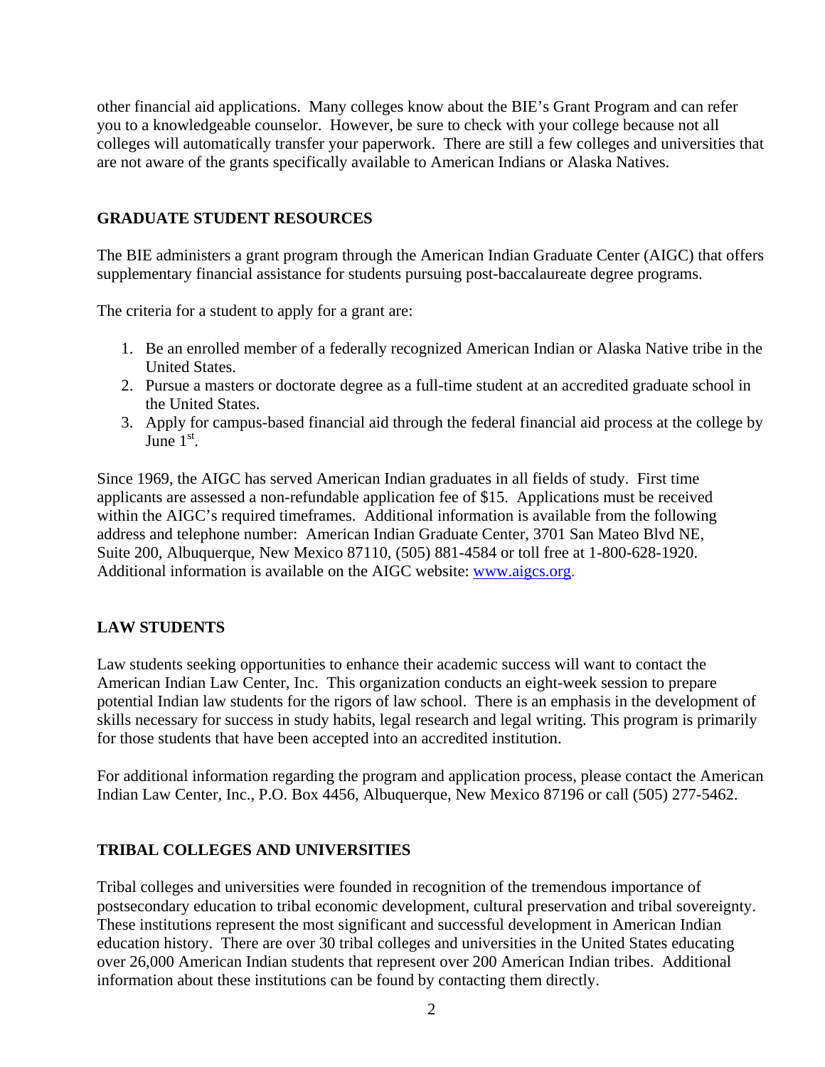other financial aid applications. Many colleges know about the BIE's Grant Program and can refer you to a knowledgeable counselor. However, be sure to check with your college because not all colleges will automatically transfer your paperwork. There are still a few colleges and universities that are not aware of the grants specifically available to American Indians or Alaska Natives.

## GRADUATE STUDENT RESOURCES

The BIE administers a grant program through the American Indian Graduate Center (AIGC) that offers supplementary financial assistance for students pursuing post-baccalaureate degree programs.

The criteria for a student to apply for a grant are:

1. Be an enrolled member of a federally recognized American Indian or Alaska Native tribe in the United States.
2. Pursue a masters or doctorate degree as a full-time student at an accredited graduate school in the United States.
3. Apply for campus-based financial aid through the federal financial aid process at the college by June 1st.

Since 1969, the AIGC has served American Indian graduates in all fields of study. First time applicants are assessed a non-refundable application fee of $15. Applications must be received within the AIGC's required timeframes. Additional information is available from the following address and telephone number: American Indian Graduate Center, 3701 San Mateo Blvd NE, Suite 200, Albuquerque, New Mexico 87110, (505) 881-4584 or toll free at 1-800-628-1920. Additional information is available on the AIGC website: www.aigcs.org.

## LAW STUDENTS

Law students seeking opportunities to enhance their academic success will want to contact the American Indian Law Center, Inc. This organization conducts an eight-week session to prepare potential Indian law students for the rigors of law school. There is an emphasis in the development of skills necessary for success in study habits, legal research and legal writing. This program is primarily for those students that have been accepted into an accredited institution.

For additional information regarding the program and application process, please contact the American Indian Law Center, Inc., P.O. Box 4456, Albuquerque, New Mexico 87196 or call (505) 277-5462.

## TRIBAL COLLEGES AND UNIVERSITIES

Tribal colleges and universities were founded in recognition of the tremendous importance of postsecondary education to tribal economic development, cultural preservation and tribal sovereignty. These institutions represent the most significant and successful development in American Indian education history. There are over 30 tribal colleges and universities in the United States educating over 26,000 American Indian students that represent over 200 American Indian tribes. Additional information about these institutions can be found by contacting them directly.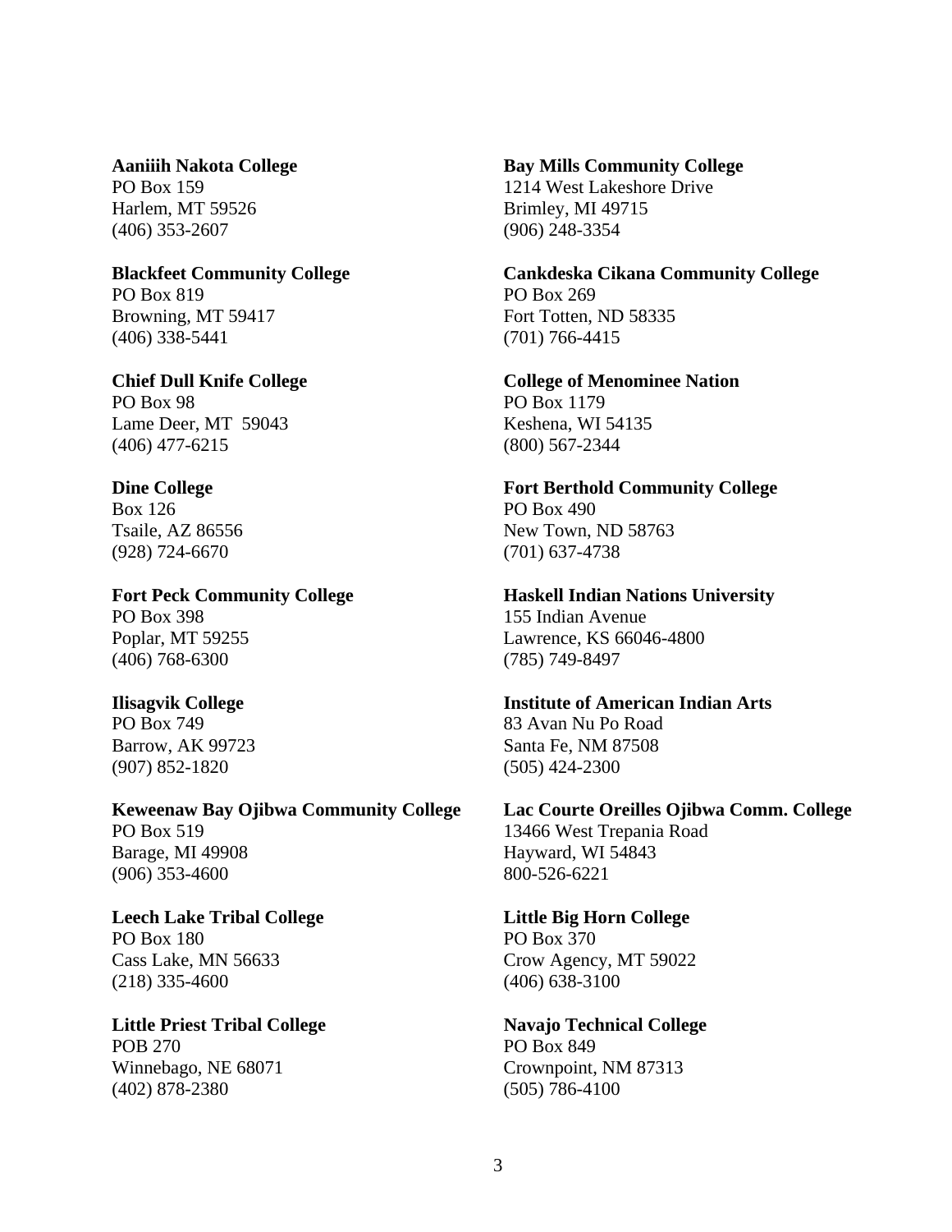**Aaniiih Nakota College**
PO Box 159
Harlem, MT 59526
(406) 353-2607

**Blackfeet Community College**
PO Box 819
Browning, MT 59417
(406) 338-5441

**Chief Dull Knife College**
PO Box 98
Lame Deer, MT 59043
(406) 477-6215

**Dine College**
Box 126
Tsaile, AZ 86556
(928) 724-6670

**Fort Peck Community College**
PO Box 398
Poplar, MT 59255
(406) 768-6300

**Ilisagvik College**
PO Box 749
Barrow, AK 99723
(907) 852-1820

**Keweenaw Bay Ojibwa Community College**
PO Box 519
Barage, MI 49908
(906) 353-4600

**Leech Lake Tribal College**
PO Box 180
Cass Lake, MN 56633
(218) 335-4600

**Little Priest Tribal College**
POB 270
Winnebago, NE 68071
(402) 878-2380

**Bay Mills Community College**
1214 West Lakeshore Drive
Brimley, MI 49715
(906) 248-3354

**Cankdeska Cikana Community College**
PO Box 269
Fort Totten, ND 58335
(701) 766-4415

**College of Menominee Nation**
PO Box 1179
Keshena, WI 54135
(800) 567-2344

**Fort Berthold Community College**
PO Box 490
New Town, ND 58763
(701) 637-4738

**Haskell Indian Nations University**
155 Indian Avenue
Lawrence, KS 66046-4800
(785) 749-8497

**Institute of American Indian Arts**
83 Avan Nu Po Road
Santa Fe, NM 87508
(505) 424-2300

**Lac Courte Oreilles Ojibwa Comm. College**
13466 West Trepania Road
Hayward, WI 54843
800-526-6221

**Little Big Horn College**
PO Box 370
Crow Agency, MT 59022
(406) 638-3100

**Navajo Technical College**
PO Box 849
Crownpoint, NM 87313
(505) 786-4100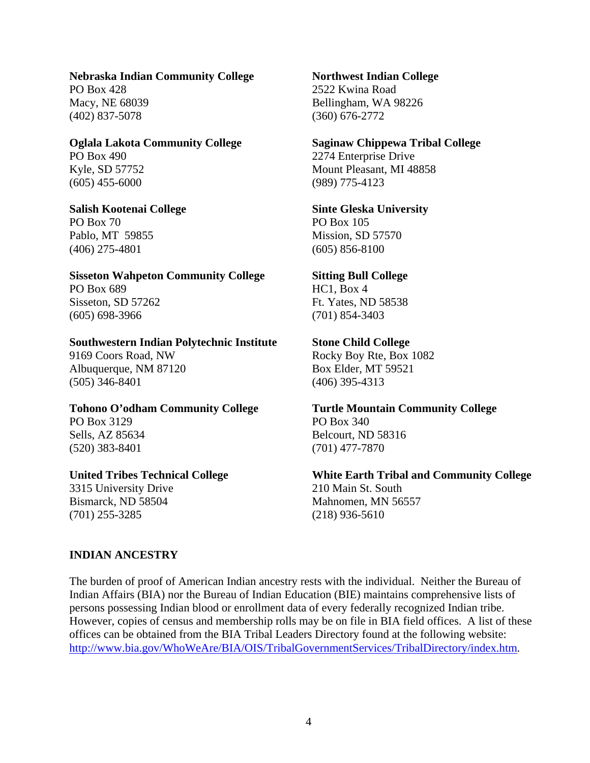**Nebraska Indian Community College**
PO Box 428
Macy, NE 68039
(402) 837-5078

**Northwest Indian College**
2522 Kwina Road
Bellingham, WA 98226
(360) 676-2772

**Oglala Lakota Community College**
PO Box 490
Kyle, SD 57752
(605) 455-6000

**Saginaw Chippewa Tribal College**
2274 Enterprise Drive
Mount Pleasant, MI 48858
(989) 775-4123

**Salish Kootenai College**
PO Box 70
Pablo, MT 59855
(406) 275-4801

**Sinte Gleska University**
PO Box 105
Mission, SD 57570
(605) 856-8100

**Sisseton Wahpeton Community College**
PO Box 689
Sisseton, SD 57262
(605) 698-3966

**Sitting Bull College**
HC1, Box 4
Ft. Yates, ND 58538
(701) 854-3403

**Southwestern Indian Polytechnic Institute**
9169 Coors Road, NW
Albuquerque, NM 87120
(505) 346-8401

**Stone Child College**
Rocky Boy Rte, Box 1082
Box Elder, MT 59521
(406) 395-4313

**Tohono O'odham Community College**
PO Box 3129
Sells, AZ 85634
(520) 383-8401

**Turtle Mountain Community College**
PO Box 340
Belcourt, ND 58316
(701) 477-7870

**United Tribes Technical College**
3315 University Drive
Bismarck, ND 58504
(701) 255-3285

**White Earth Tribal and Community College**
210 Main St. South
Mahnomen, MN 56557
(218) 936-5610

## INDIAN ANCESTRY

The burden of proof of American Indian ancestry rests with the individual. Neither the Bureau of Indian Affairs (BIA) nor the Bureau of Indian Education (BIE) maintains comprehensive lists of persons possessing Indian blood or enrollment data of every federally recognized Indian tribe. However, copies of census and membership rolls may be on file in BIA field offices. A list of these offices can be obtained from the BIA Tribal Leaders Directory found at the following website: http://www.bia.gov/WhoWeAre/BIA/OIS/TribalGovernmentServices/TribalDirectory/index.htm.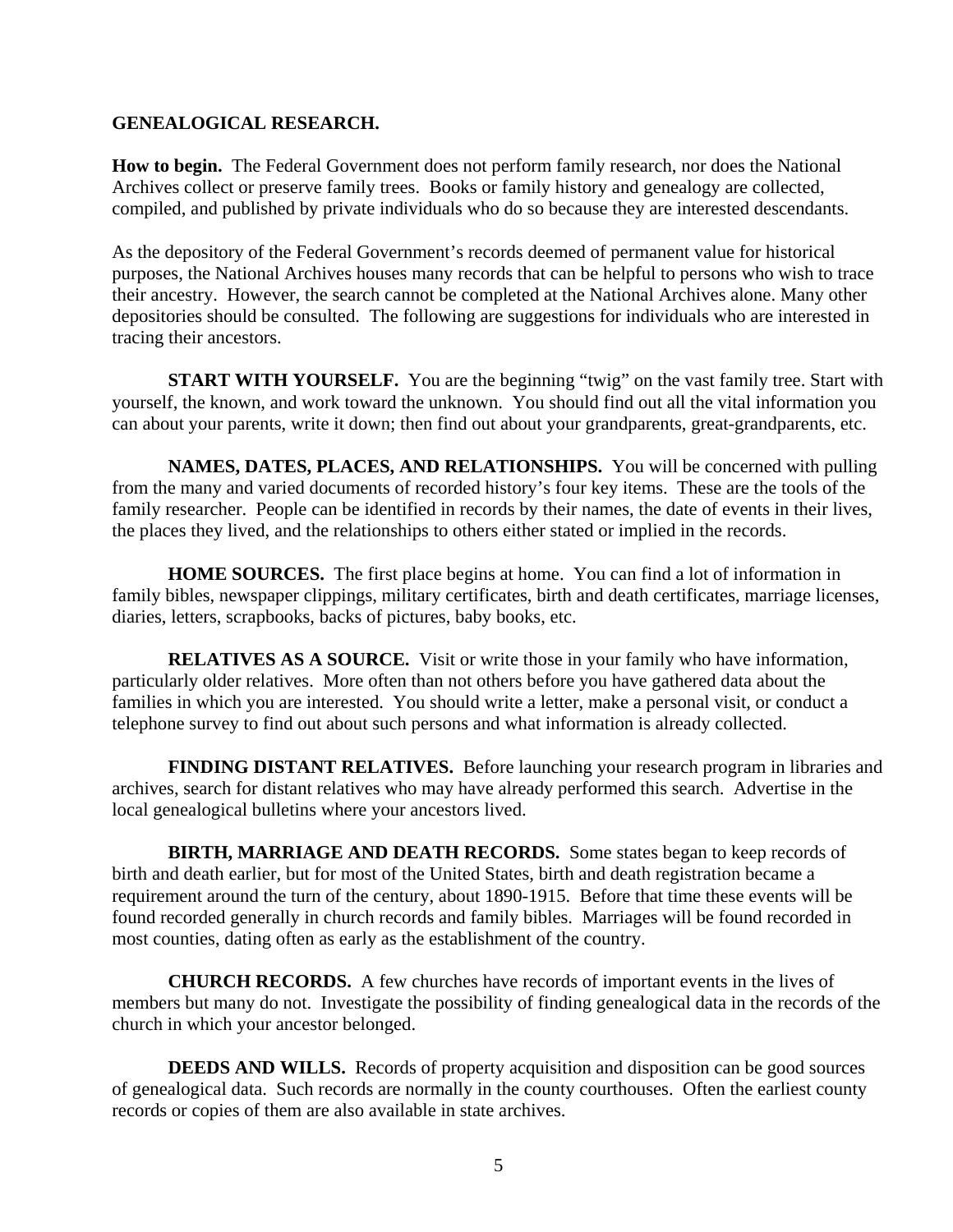**GENEALOGICAL RESEARCH.**

**How to begin.** The Federal Government does not perform family research, nor does the National Archives collect or preserve family trees. Books or family history and genealogy are collected, compiled, and published by private individuals who do so because they are interested descendants.

As the depository of the Federal Government's records deemed of permanent value for historical purposes, the National Archives houses many records that can be helpful to persons who wish to trace their ancestry. However, the search cannot be completed at the National Archives alone. Many other depositories should be consulted. The following are suggestions for individuals who are interested in tracing their ancestors.

**START WITH YOURSELF.** You are the beginning "twig" on the vast family tree. Start with yourself, the known, and work toward the unknown. You should find out all the vital information you can about your parents, write it down; then find out about your grandparents, great-grandparents, etc.

**NAMES, DATES, PLACES, AND RELATIONSHIPS.** You will be concerned with pulling from the many and varied documents of recorded history's four key items. These are the tools of the family researcher. People can be identified in records by their names, the date of events in their lives, the places they lived, and the relationships to others either stated or implied in the records.

**HOME SOURCES.** The first place begins at home. You can find a lot of information in family bibles, newspaper clippings, military certificates, birth and death certificates, marriage licenses, diaries, letters, scrapbooks, backs of pictures, baby books, etc.

**RELATIVES AS A SOURCE.** Visit or write those in your family who have information, particularly older relatives. More often than not others before you have gathered data about the families in which you are interested. You should write a letter, make a personal visit, or conduct a telephone survey to find out about such persons and what information is already collected.

**FINDING DISTANT RELATIVES.** Before launching your research program in libraries and archives, search for distant relatives who may have already performed this search. Advertise in the local genealogical bulletins where your ancestors lived.

**BIRTH, MARRIAGE AND DEATH RECORDS.** Some states began to keep records of birth and death earlier, but for most of the United States, birth and death registration became a requirement around the turn of the century, about 1890-1915. Before that time these events will be found recorded generally in church records and family bibles. Marriages will be found recorded in most counties, dating often as early as the establishment of the country.

**CHURCH RECORDS.** A few churches have records of important events in the lives of members but many do not. Investigate the possibility of finding genealogical data in the records of the church in which your ancestor belonged.

**DEEDS AND WILLS.** Records of property acquisition and disposition can be good sources of genealogical data. Such records are normally in the county courthouses. Often the earliest county records or copies of them are also available in state archives.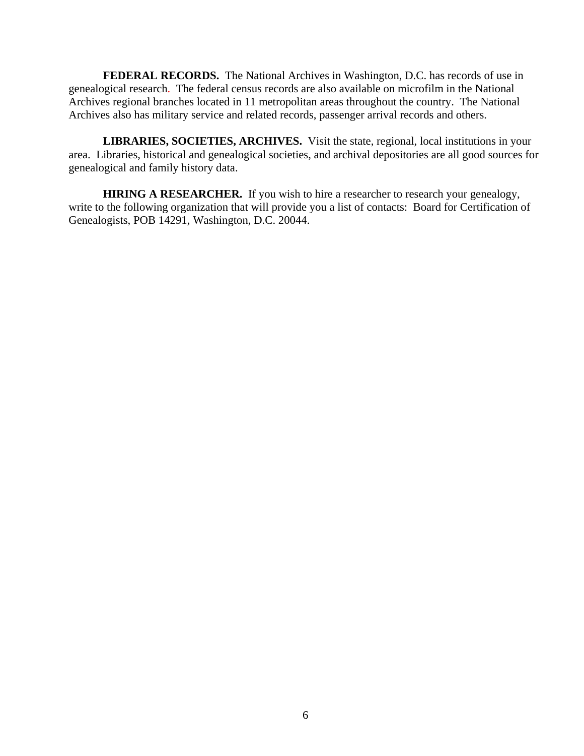**FEDERAL RECORDS.** The National Archives in Washington, D.C. has records of use in genealogical research. The federal census records are also available on microfilm in the National Archives regional branches located in 11 metropolitan areas throughout the country. The National Archives also has military service and related records, passenger arrival records and others.

**LIBRARIES, SOCIETIES, ARCHIVES.** Visit the state, regional, local institutions in your area. Libraries, historical and genealogical societies, and archival depositories are all good sources for genealogical and family history data.

**HIRING A RESEARCHER.** If you wish to hire a researcher to research your genealogy, write to the following organization that will provide you a list of contacts: Board for Certification of Genealogists, POB 14291, Washington, D.C. 20044.